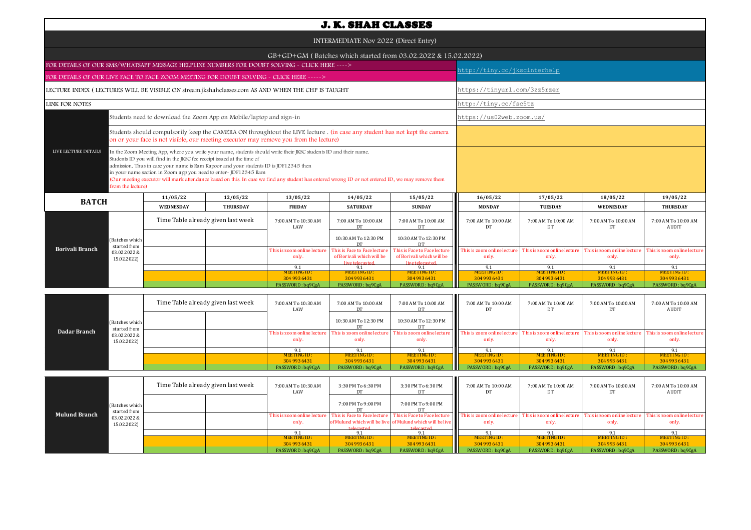# J. K. SHAH CLASSES

## INTERMEDIATE Nov 2022 (Direct Entry)

### GB+GD+GM ( Batches which started from 03.02.2022 & 15.02.2022)

| | |
|---|---|
| FOR DETAILS OF OUR SMS/WHATSAPP MESSAGE HELPLINE NUMBERS FOR DOUBT SOLVING - CLICK HERE ----> <br> FOR DETAILS OF OUR LIVE FACE TO FACE ZOOM MEETING FOR DOUBT SOLVING - CLICK HERE -----> | http://tiny.cc/jkscinterhelp |
| LECTURE INDEX ( LECTURES WILL BE VISIBLE ON stream.jkshahclasses.com AS AND WHEN THE CHP IS TAUGHT | https://tinyurl.com/3zz5rzer |
| LINK FOR NOTES | http://tiny.cc/fsc5tz |

**LIVE LECTURE DETAILS**

- Students need to download the Zoom App on Mobile/laptop and sign-in — https://us02web.zoom.us/
- Students should compulsorily keep the CAMERA ON throughtout the LIVE lecture . (in case any student has not kept the camera on or your face is not visible, our meeting executor may remove you from the lecture)
- In the Zoom Meeting App, where you write your name, students should write their JKSC students ID and their name. Students ID you will find in the JKSC fee receipt issued at the time of admission. Thus in case your name is Ram Kapoor and your students ID is JDF12345 then in your name section in Zoom app you need to enter- JDF12345 Ram (Our meeting executor will mark attendance based on this. In case we find any student has entered wrong ID or not entered ID, we may remove them from the lecture)

| BATCH | | 11/05/22 WEDNESDAY | 12/05/22 THURSDAY | 13/05/22 FRIDAY | 14/05/22 SATURDAY | 15/05/22 SUNDAY | 16/05/22 MONDAY | 17/05/22 TUESDAY | 18/05/22 WEDNESDAY | 19/05/22 THURSDAY |
|---|---|---|---|---|---|---|---|---|---|---|
| **Borivali Branch** | (Batches which started from 03.02.2022 & 15.02.2022) | Time Table already given last week | | 7:00 AM To 10:30 AM LAW | 7:00 AM To 10:00 AM DT | 7:00 AM To 10:00 AM DT | 7:00 AM To 10:00 AM DT | 7:00 AM To 10:00 AM DT | 7:00 AM To 10:00 AM DT | 7:00 AM To 10:00 AM AUDIT |
| | | | | | 10:30 AM To 12:30 PM DT | 10:30 AM To 12:30 PM DT | | | | |
| | | | | This is zoom online lecture only. | This is Face to Face lecture of Borivali which will be live telecasted. | This is Face to Face lecture of Borivali which will be live telecasted. | This is zoom online lecture only. | This is zoom online lecture only. | This is zoom online lecture only. | This is zoom online lecture only. |
| | | | | 9.1 | 9.1 | 9.1 | 9.1 | 9.1 | 9.1 | 9.1 |
| | | | | MEETING ID : 304 993 6431 | MEETING ID : 304 993 6431 | MEETING ID : 304 993 6431 | MEETING ID : 304 993 6431 | MEETING ID : 304 993 6431 | MEETING ID : 304 993 6431 | MEETING ID : 304 993 6431 |
| | | | | PASSWORD : bq9CgA | PASSWORD : bq9CgA | PASSWORD : bq9CgA | PASSWORD : bq9CgA | PASSWORD : bq9CgA | PASSWORD : bq9CgA | PASSWORD : bq9CgA |
| **Dadar Branch** | (Batches which started from 03.02.2022 & 15.02.2022) | Time Table already given last week | | 7:00 AM To 10:30 AM LAW | 7:00 AM To 10:00 AM DT | 7:00 AM To 10:00 AM DT | 7:00 AM To 10:00 AM DT | 7:00 AM To 10:00 AM DT | 7:00 AM To 10:00 AM DT | 7:00 AM To 10:00 AM AUDIT |
| | | | | | 10:30 AM To 12:30 PM DT | 10:30 AM To 12:30 PM DT | | | | |
| | | | | This is zoom online lecture only. | This is zoom online lecture only. | This is zoom online lecture only. | This is zoom online lecture only. | This is zoom online lecture only. | This is zoom online lecture only. | This is zoom online lecture only. |
| | | | | 9.1 | 9.1 | 9.1 | 9.1 | 9.1 | 9.1 | 9.1 |
| | | | | MEETING ID : 304 993 6431 | MEETING ID : 304 993 6431 | MEETING ID : 304 993 6431 | MEETING ID : 304 993 6431 | MEETING ID : 304 993 6431 | MEETING ID : 304 993 6431 | MEETING ID : 304 993 6431 |
| | | | | PASSWORD : bq9CgA | PASSWORD : bq9CgA | PASSWORD : bq9CgA | PASSWORD : bq9CgA | PASSWORD : bq9CgA | PASSWORD : bq9CgA | PASSWORD : bq9CgA |
| **Mulund Branch** | (Batches which started from 03.02.2022 & 15.02.2022) | Time Table already given last week | | 7:00 AM To 10:30 AM LAW | 3:30 PM To 6:30 PM DT | 3:30 PM To 6:30 PM DT | 7:00 AM To 10:00 AM DT | 7:00 AM To 10:00 AM DT | 7:00 AM To 10:00 AM DT | 7:00 AM To 10:00 AM AUDIT |
| | | | | | 7:00 PM To 9:00 PM DT | 7:00 PM To 9:00 PM DT | | | | |
| | | | | This is zoom online lecture only. | This is Face to Face lecture of Mulund which will be live telecasted. | This is Face to Face lecture of Mulund which will be live telecasted. | This is zoom online lecture only. | This is zoom online lecture only. | This is zoom online lecture only. | This is zoom online lecture only. |
| | | | | 9.1 | 9.1 | 9.1 | 9.1 | 9.1 | 9.1 | 9.1 |
| | | | | MEETING ID : 304 993 6431 | MEETING ID : 304 993 6431 | MEETING ID : 304 993 6431 | MEETING ID : 304 993 6431 | MEETING ID : 304 993 6431 | MEETING ID : 304 993 6431 | MEETING ID : 304 993 6431 |
| | | | | PASSWORD : bq9CgA | PASSWORD : bq9CgA | PASSWORD : bq9CgA | PASSWORD : bq9CgA | PASSWORD : bq9CgA | PASSWORD : bq9CgA | PASSWORD : bq9CgA |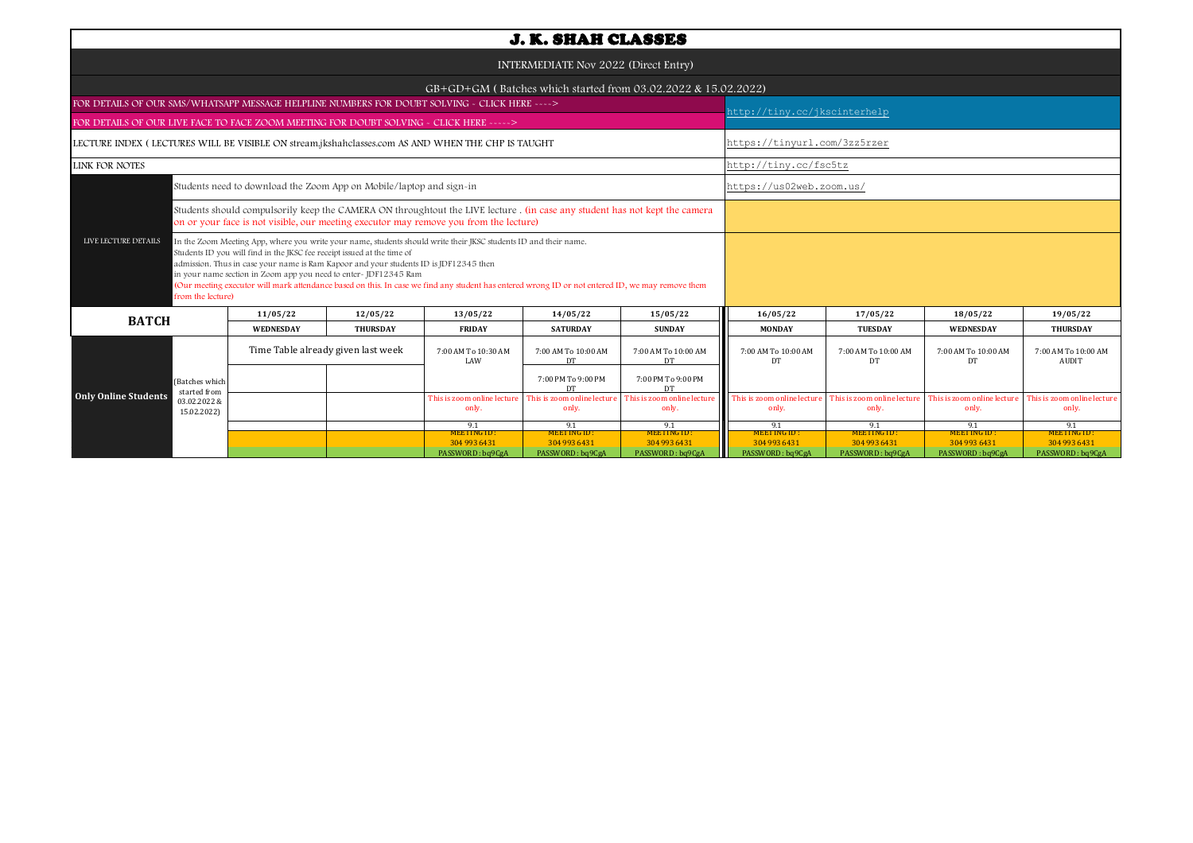# J. K. SHAH CLASSES

INTERMEDIATE Nov 2022 (Direct Entry)

GB+GD+GM ( Batches which started from 03.02.2022 & 15.02.2022)

| | |
|---|---|
| FOR DETAILS OF OUR SMS/WHATSAPP MESSAGE HELPLINE NUMBERS FOR DOUBT SOLVING - CLICK HERE ----> | http://tiny.cc/jkscinterhelp |
| FOR DETAILS OF OUR LIVE FACE TO FACE ZOOM MEETING FOR DOUBT SOLVING - CLICK HERE -----> | |
| LECTURE INDEX ( LECTURES WILL BE VISIBLE ON stream.jkshahclasses.com AS AND WHEN THE CHP IS TAUGHT | https://tinyurl.com/3zz5rzer |
| LINK FOR NOTES | http://tiny.cc/fsc5tz |

| | | |
|---|---|---|
| LIVE LECTURE DETAILS | Students need to download the Zoom App on Mobile/laptop and sign-in | https://us02web.zoom.us/ |
| | Students should compulsorily keep the CAMERA ON throughtout the LIVE lecture . (in case any student has not kept the camera on or your face is not visible, our meeting executor may remove you from the lecture) | |
| | In the Zoom Meeting App, where you write your name, students should write their JKSC students ID and their name. Students ID you will find in the JKSC fee receipt issued at the time of admission. Thus in case your name is Ram Kapoor and your students ID is JDF12345 then in your name section in Zoom app you need to enter- JDF12345 Ram (Our meeting executor will mark attendance based on this. In case we find any student has entered wrong ID or not entered ID, we may remove them from the lecture) | |

| BATCH | | 11/05/22 | 12/05/22 | 13/05/22 | 14/05/22 | 15/05/22 | 16/05/22 | 17/05/22 | 18/05/22 | 19/05/22 |
|---|---|---|---|---|---|---|---|---|---|---|
| | | WEDNESDAY | THURSDAY | FRIDAY | SATURDAY | SUNDAY | MONDAY | TUESDAY | WEDNESDAY | THURSDAY |
| Only Online Students | (Batches which started from 03.02.2022 & 15.02.2022) | Time Table already given last week | | 7:00 AM To 10:30 AM LAW | 7:00 AM To 10:00 AM DT | 7:00 AM To 10:00 AM DT | 7:00 AM To 10:00 AM DT | 7:00 AM To 10:00 AM DT | 7:00 AM To 10:00 AM DT | 7:00 AM To 10:00 AM AUDIT |
| | | | | | 7:00 PM To 9:00 PM DT | 7:00 PM To 9:00 PM DT | | | | |
| | | | | This is zoom online lecture only. | This is zoom online lecture only. | This is zoom online lecture only. | This is zoom online lecture only. | This is zoom online lecture only. | This is zoom online lecture only. | This is zoom online lecture only. |
| | | | | 9.1 | 9.1 | 9.1 | 9.1 | 9.1 | 9.1 | 9.1 |
| | | | | MEETING ID : 304 993 6431 | MEETING ID : 304 993 6431 | MEETING ID : 304 993 6431 | MEETING ID : 304 993 6431 | MEETING ID : 304 993 6431 | MEETING ID : 304 993 6431 | MEETING ID : 304 993 6431 |
| | | | | PASSWORD : bq9CgA | PASSWORD : bq9CgA | PASSWORD : bq9CgA | PASSWORD : bq9CgA | PASSWORD : bq9CgA | PASSWORD : bq9CgA | PASSWORD : bq9CgA |